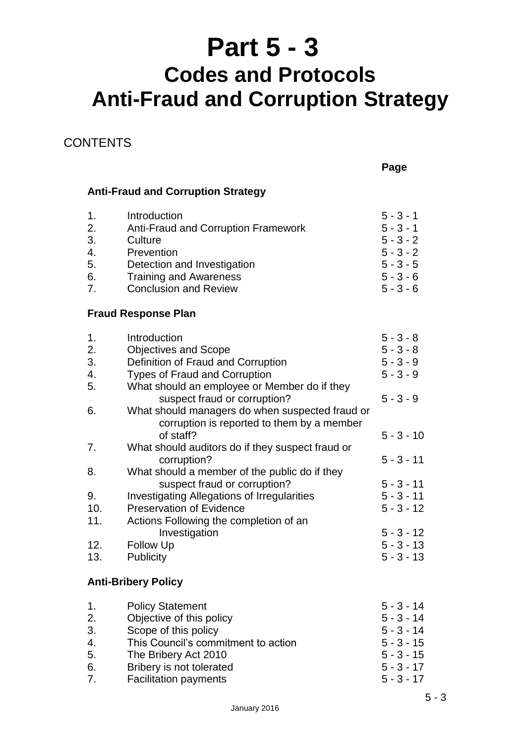# Part 5 - 3
## Codes and Protocols
## Anti-Fraud and Corruption Strategy

CONTENTS

| | | Page |
|---|---|---|
| **Anti-Fraud and Corruption Strategy** | | |
| 1. | Introduction | 5 - 3 - 1 |
| 2. | Anti-Fraud and Corruption Framework | 5 - 3 - 1 |
| 3. | Culture | 5 - 3 - 2 |
| 4. | Prevention | 5 - 3 - 2 |
| 5. | Detection and Investigation | 5 - 3 - 5 |
| 6. | Training and Awareness | 5 - 3 - 6 |
| 7. | Conclusion and Review | 5 - 3 - 6 |
| **Fraud Response Plan** | | |
| 1. | Introduction | 5 - 3 - 8 |
| 2. | Objectives and Scope | 5 - 3 - 8 |
| 3. | Definition of Fraud and Corruption | 5 - 3 - 9 |
| 4. | Types of Fraud and Corruption | 5 - 3 - 9 |
| 5. | What should an employee or Member do if they suspect fraud or corruption? | 5 - 3 - 9 |
| 6. | What should managers do when suspected fraud or corruption is reported to them by a member of staff? | 5 - 3 - 10 |
| 7. | What should auditors do if they suspect fraud or corruption? | 5 - 3 - 11 |
| 8. | What should a member of the public do if they suspect fraud or corruption? | 5 - 3 - 11 |
| 9. | Investigating Allegations of Irregularities | 5 - 3 - 11 |
| 10. | Preservation of Evidence | 5 - 3 - 12 |
| 11. | Actions Following the completion of an Investigation | 5 - 3 - 12 |
| 12. | Follow Up | 5 - 3 - 13 |
| 13. | Publicity | 5 - 3 - 13 |
| **Anti-Bribery Policy** | | |
| 1. | Policy Statement | 5 - 3 - 14 |
| 2. | Objective of this policy | 5 - 3 - 14 |
| 3. | Scope of this policy | 5 - 3 - 14 |
| 4. | This Council's commitment to action | 5 - 3 - 15 |
| 5. | The Bribery Act 2010 | 5 - 3 - 15 |
| 6. | Bribery is not tolerated | 5 - 3 - 17 |
| 7. | Facilitation payments | 5 - 3 - 17 |

January 2016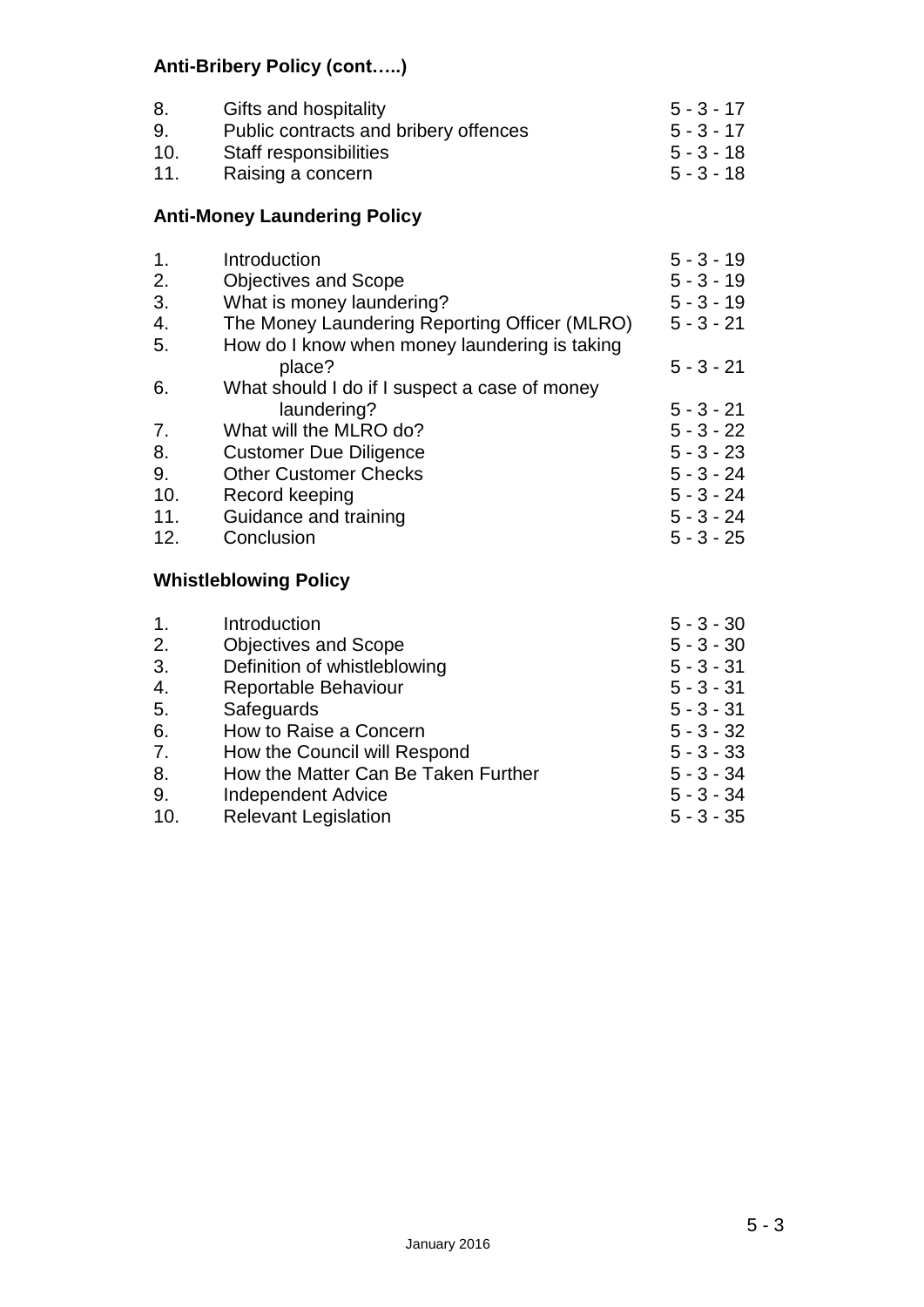**Anti-Bribery Policy (cont…..)**

| | | |
|---|---|---|
| 8. | Gifts and hospitality | 5 - 3 - 17 |
| 9. | Public contracts and bribery offences | 5 - 3 - 17 |
| 10. | Staff responsibilities | 5 - 3 - 18 |
| 11. | Raising a concern | 5 - 3 - 18 |

**Anti-Money Laundering Policy**

| | | |
|---|---|---|
| 1. | Introduction | 5 - 3 - 19 |
| 2. | Objectives and Scope | 5 - 3 - 19 |
| 3. | What is money laundering? | 5 - 3 - 19 |
| 4. | The Money Laundering Reporting Officer (MLRO) | 5 - 3 - 21 |
| 5. | How do I know when money laundering is taking place? | 5 - 3 - 21 |
| 6. | What should I do if I suspect a case of money laundering? | 5 - 3 - 21 |
| 7. | What will the MLRO do? | 5 - 3 - 22 |
| 8. | Customer Due Diligence | 5 - 3 - 23 |
| 9. | Other Customer Checks | 5 - 3 - 24 |
| 10. | Record keeping | 5 - 3 - 24 |
| 11. | Guidance and training | 5 - 3 - 24 |
| 12. | Conclusion | 5 - 3 - 25 |

**Whistleblowing Policy**

| | | |
|---|---|---|
| 1. | Introduction | 5 - 3 - 30 |
| 2. | Objectives and Scope | 5 - 3 - 30 |
| 3. | Definition of whistleblowing | 5 - 3 - 31 |
| 4. | Reportable Behaviour | 5 - 3 - 31 |
| 5. | Safeguards | 5 - 3 - 31 |
| 6. | How to Raise a Concern | 5 - 3 - 32 |
| 7. | How the Council will Respond | 5 - 3 - 33 |
| 8. | How the Matter Can Be Taken Further | 5 - 3 - 34 |
| 9. | Independent Advice | 5 - 3 - 34 |
| 10. | Relevant Legislation | 5 - 3 - 35 |